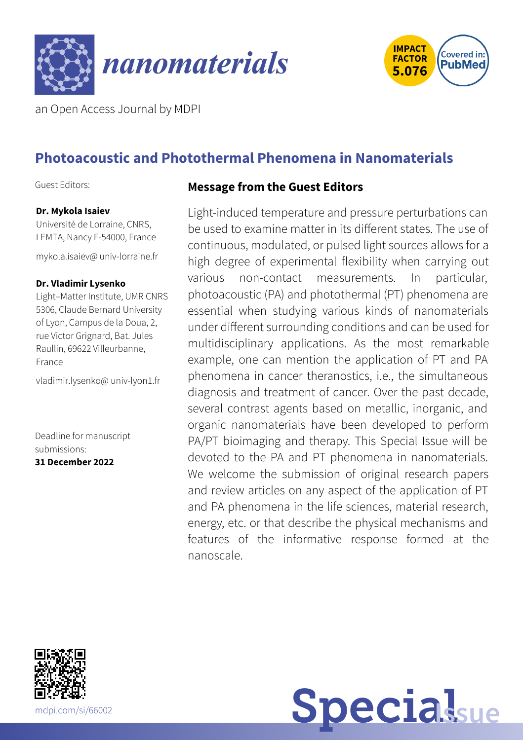# nanomaterials

an Open Access Journal by MDPI

IMPACT FACTOR 5.076

Covered in: PubMed

## Photoacoustic and Photothermal Phenomena in Nanomaterials

Guest Editors:

**Dr. Mykola Isaiev**
Université de Lorraine, CNRS, LEMTA, Nancy F-54000, France

mykola.isaiev@ univ-lorraine.fr

**Dr. Vladimir Lysenko**
Light–Matter Institute, UMR CNRS 5306, Claude Bernard University of Lyon, Campus de la Doua, 2, rue Victor Grignard, Bat. Jules Raullin, 69622 Villeurbanne, France

vladimir.lysenko@ univ-lyon1.fr

Deadline for manuscript submissions:
**31 December 2022**

### Message from the Guest Editors

Light-induced temperature and pressure perturbations can be used to examine matter in its different states. The use of continuous, modulated, or pulsed light sources allows for a high degree of experimental flexibility when carrying out various non-contact measurements. In particular, photoacoustic (PA) and photothermal (PT) phenomena are essential when studying various kinds of nanomaterials under different surrounding conditions and can be used for multidisciplinary applications. As the most remarkable example, one can mention the application of PT and PA phenomena in cancer theranostics, i.e., the simultaneous diagnosis and treatment of cancer. Over the past decade, several contrast agents based on metallic, inorganic, and organic nanomaterials have been developed to perform PA/PT bioimaging and therapy. This Special Issue will be devoted to the PA and PT phenomena in nanomaterials. We welcome the submission of original research papers and review articles on any aspect of the application of PT and PA phenomena in the life sciences, material research, energy, etc. or that describe the physical mechanisms and features of the informative response formed at the nanoscale.

mdpi.com/si/66002

Special Issue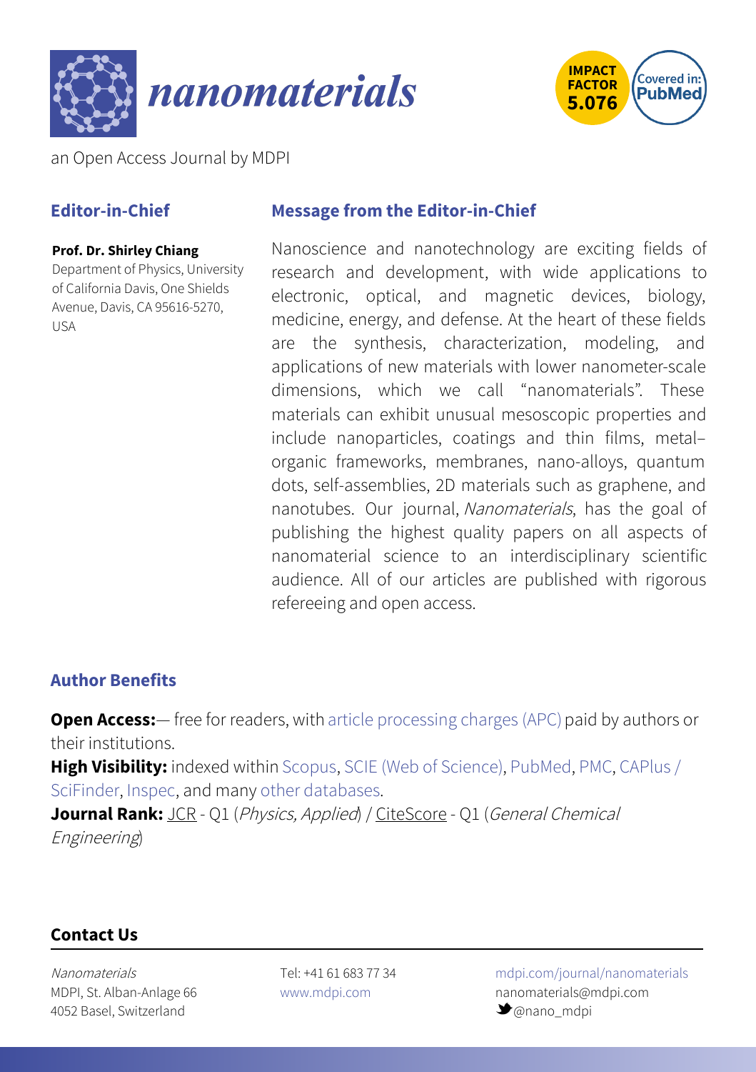# *nanomaterials*

IMPACT FACTOR 5.076

Covered in: PubMed

an Open Access Journal by MDPI

## Editor-in-Chief

**Prof. Dr. Shirley Chiang**
Department of Physics, University of California Davis, One Shields Avenue, Davis, CA 95616-5270, USA

## Message from the Editor-in-Chief

Nanoscience and nanotechnology are exciting fields of research and development, with wide applications to electronic, optical, and magnetic devices, biology, medicine, energy, and defense. At the heart of these fields are the synthesis, characterization, modeling, and applications of new materials with lower nanometer-scale dimensions, which we call "nanomaterials". These materials can exhibit unusual mesoscopic properties and include nanoparticles, coatings and thin films, metal–organic frameworks, membranes, nano-alloys, quantum dots, self-assemblies, 2D materials such as graphene, and nanotubes. Our journal, *Nanomaterials*, has the goal of publishing the highest quality papers on all aspects of nanomaterial science to an interdisciplinary scientific audience. All of our articles are published with rigorous refereeing and open access.

## Author Benefits

**Open Access:**— free for readers, with article processing charges (APC) paid by authors or their institutions.
**High Visibility:** indexed within Scopus, SCIE (Web of Science), PubMed, PMC, CAPlus / SciFinder, Inspec, and many other databases.
**Journal Rank:** JCR - Q1 (*Physics, Applied*) / CiteScore - Q1 (*General Chemical Engineering*)

## Contact Us

*Nanomaterials*
MDPI, St. Alban-Anlage 66
4052 Basel, Switzerland

Tel: +41 61 683 77 34
www.mdpi.com

mdpi.com/journal/nanomaterials
nanomaterials@mdpi.com
@nano_mdpi